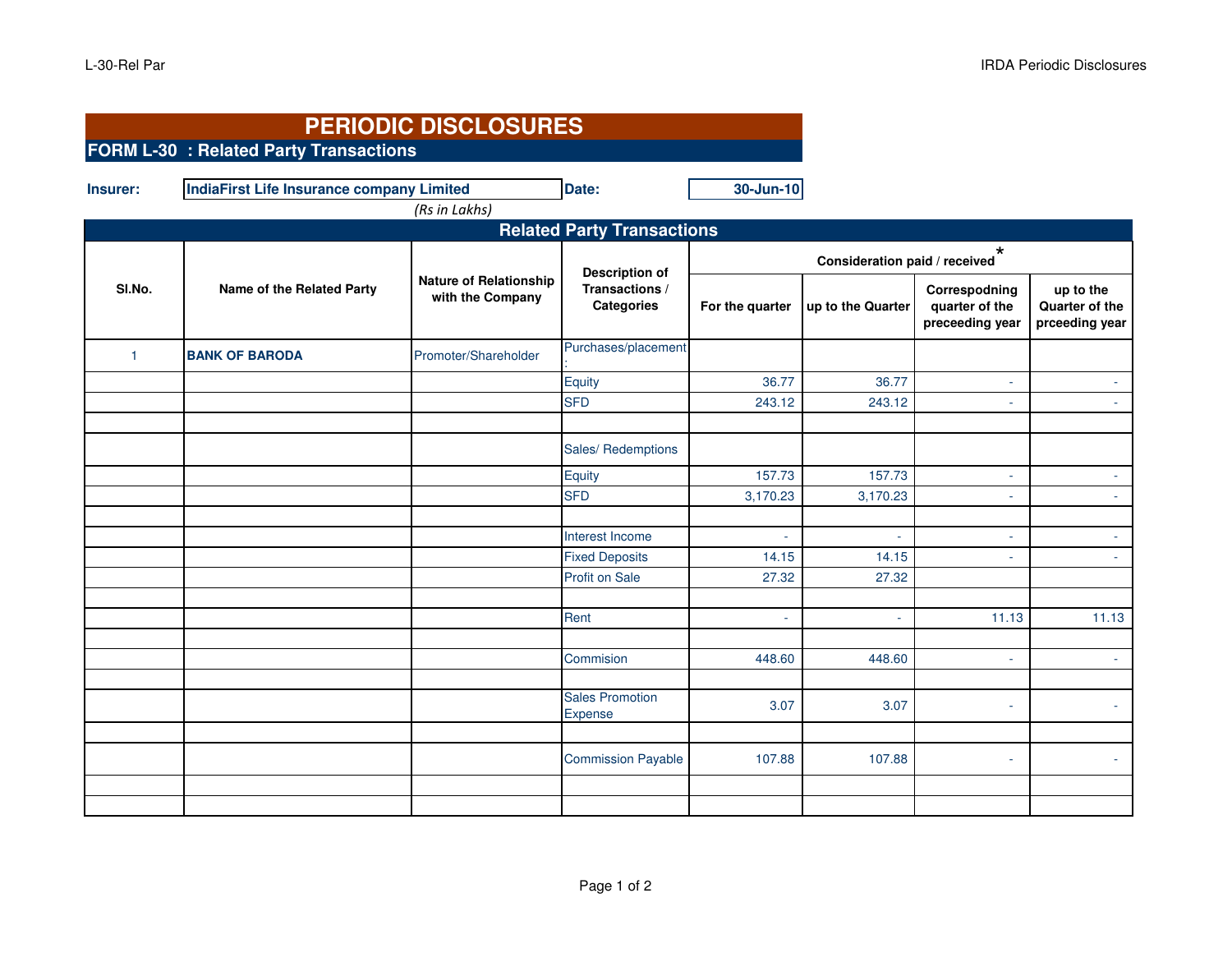# PERIODIC DISCLOSURES

## FORM L-30 : Related Party Transactions

**Insurer:** **IndiaFirst Life Insurance company Limited** **Date:** **30-Jun-10**

*(Rs in Lakhs)*

| Related Party Transactions | | | | | | | |
|---|---|---|---|---|---|---|---|
| **Sl.No.** | **Name of the Related Party** | **Nature of Relationship with the Company** | **Description of Transactions / Categories** | **Consideration paid / received*** | | | |
| | | | | **For the quarter** | **up to the Quarter** | **Correspodning quarter of the preceeding year** | **up to the Quarter of the prceeding year** |
| 1 | **BANK OF BARODA** | Promoter/Shareholder | Purchases/placement : | | | | |
| | | | Equity | 36.77 | 36.77 | - | - |
| | | | SFD | 243.12 | 243.12 | - | - |
| | | | | | | | |
| | | | Sales/ Redemptions | | | | |
| | | | Equity | 157.73 | 157.73 | - | - |
| | | | SFD | 3,170.23 | 3,170.23 | - | - |
| | | | | | | | |
| | | | Interest Income | - | - | - | - |
| | | | Fixed Deposits | 14.15 | 14.15 | - | - |
| | | | Profit on Sale | 27.32 | 27.32 | | |
| | | | | | | | |
| | | | Rent | - | - | 11.13 | 11.13 |
| | | | | | | | |
| | | | Commision | 448.60 | 448.60 | - | - |
| | | | | | | | |
| | | | Sales Promotion Expense | 3.07 | 3.07 | - | - |
| | | | | | | | |
| | | | Commission Payable | 107.88 | 107.88 | - | - |
| | | | | | | | |
| | | | | | | | |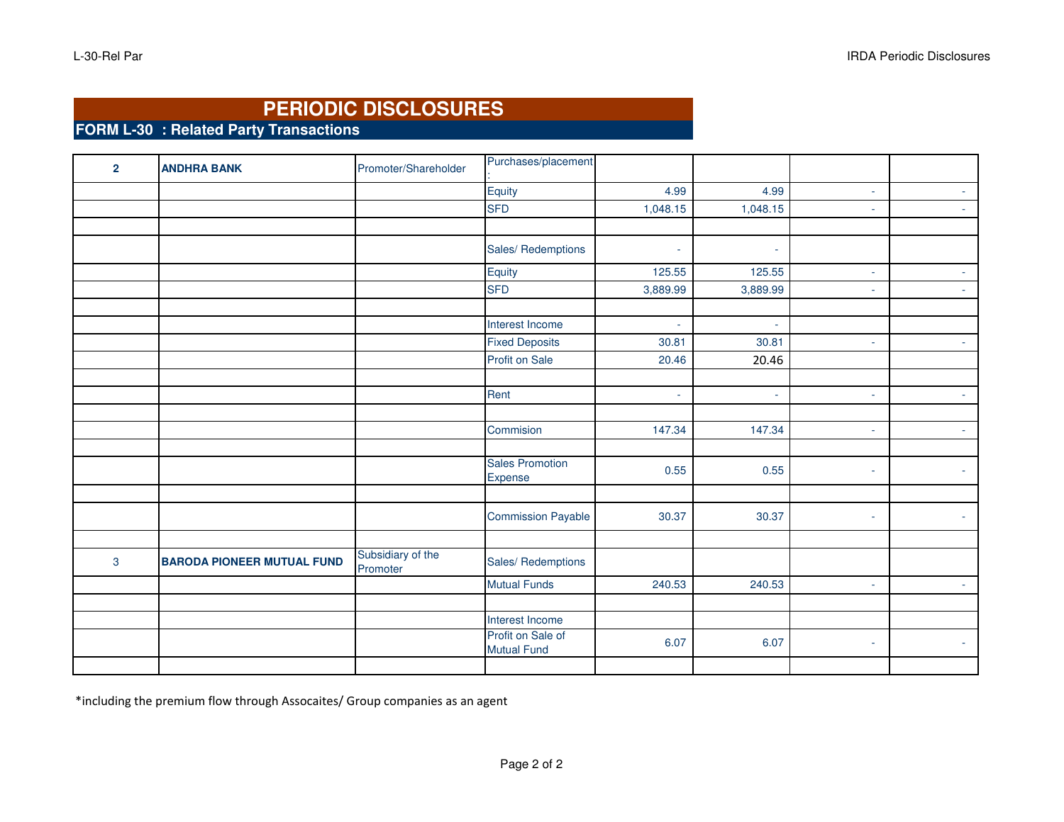# PERIODIC DISCLOSURES

## FORM L-30 : Related Party Transactions

| | | | | | | | |
|---|---|---|---|---|---|---|---|
| **2** | **ANDHRA BANK** | Promoter/Shareholder | Purchases/placement : | | | | |
| | | | Equity | 4.99 | 4.99 | - | - |
| | | | SFD | 1,048.15 | 1,048.15 | - | - |
| | | | | | | | |
| | | | Sales/ Redemptions | - | - | | |
| | | | Equity | 125.55 | 125.55 | - | - |
| | | | SFD | 3,889.99 | 3,889.99 | - | - |
| | | | | | | | |
| | | | Interest Income | - | - | | |
| | | | Fixed Deposits | 30.81 | 30.81 | - | - |
| | | | Profit on Sale | 20.46 | 20.46 | | |
| | | | | | | | |
| | | | Rent | - | - | - | - |
| | | | | | | | |
| | | | Commision | 147.34 | 147.34 | - | - |
| | | | | | | | |
| | | | Sales Promotion Expense | 0.55 | 0.55 | - | - |
| | | | | | | | |
| | | | Commission Payable | 30.37 | 30.37 | - | - |
| | | | | | | | |
| 3 | **BARODA PIONEER MUTUAL FUND** | Subsidiary of the Promoter | Sales/ Redemptions | | | | |
| | | | Mutual Funds | 240.53 | 240.53 | - | - |
| | | | | | | | |
| | | | Interest Income | | | | |
| | | | Profit on Sale of Mutual Fund | 6.07 | 6.07 | - | - |
| | | | | | | | |

*including the premium flow through Assocaites/ Group companies as an agent